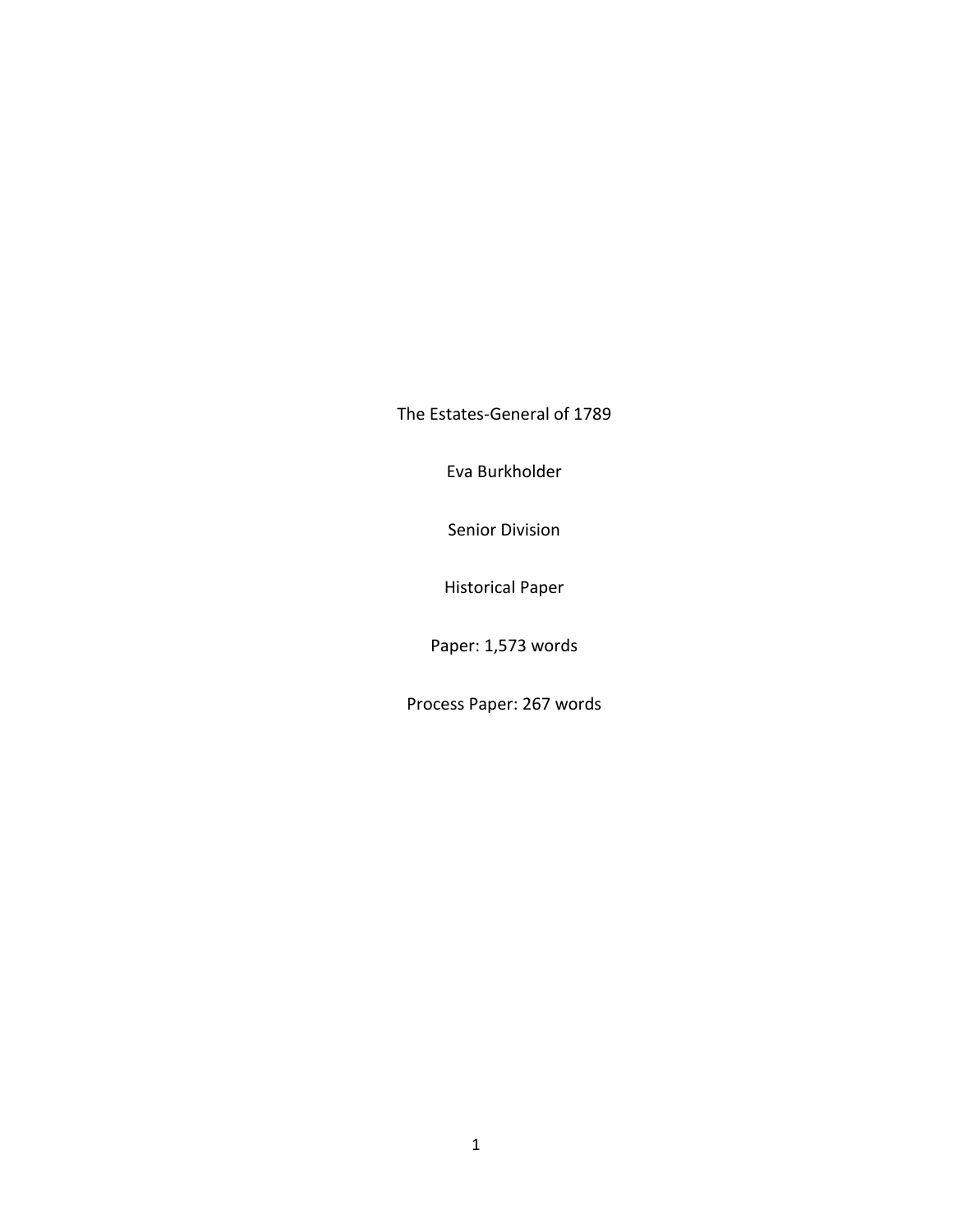# The Estates-General of 1789

Eva Burkholder

Senior Division

Historical Paper

Paper: 1,573 words

Process Paper: 267 words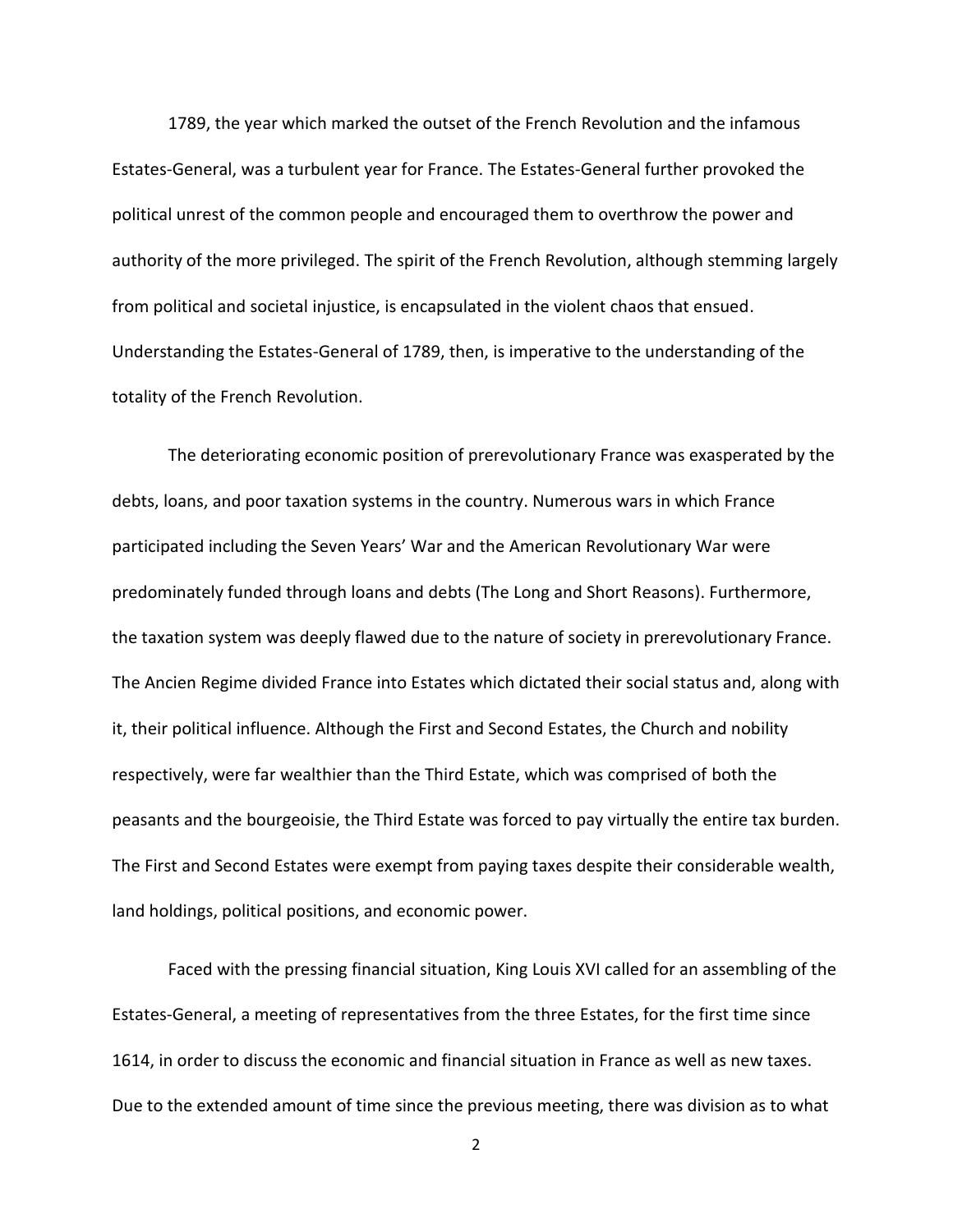1789, the year which marked the outset of the French Revolution and the infamous Estates-General, was a turbulent year for France. The Estates-General further provoked the political unrest of the common people and encouraged them to overthrow the power and authority of the more privileged. The spirit of the French Revolution, although stemming largely from political and societal injustice, is encapsulated in the violent chaos that ensued. Understanding the Estates-General of 1789, then, is imperative to the understanding of the totality of the French Revolution.

The deteriorating economic position of prerevolutionary France was exasperated by the debts, loans, and poor taxation systems in the country. Numerous wars in which France participated including the Seven Years' War and the American Revolutionary War were predominately funded through loans and debts (The Long and Short Reasons). Furthermore, the taxation system was deeply flawed due to the nature of society in prerevolutionary France. The Ancien Regime divided France into Estates which dictated their social status and, along with it, their political influence. Although the First and Second Estates, the Church and nobility respectively, were far wealthier than the Third Estate, which was comprised of both the peasants and the bourgeoisie, the Third Estate was forced to pay virtually the entire tax burden. The First and Second Estates were exempt from paying taxes despite their considerable wealth, land holdings, political positions, and economic power.

Faced with the pressing financial situation, King Louis XVI called for an assembling of the Estates-General, a meeting of representatives from the three Estates, for the first time since 1614, in order to discuss the economic and financial situation in France as well as new taxes. Due to the extended amount of time since the previous meeting, there was division as to what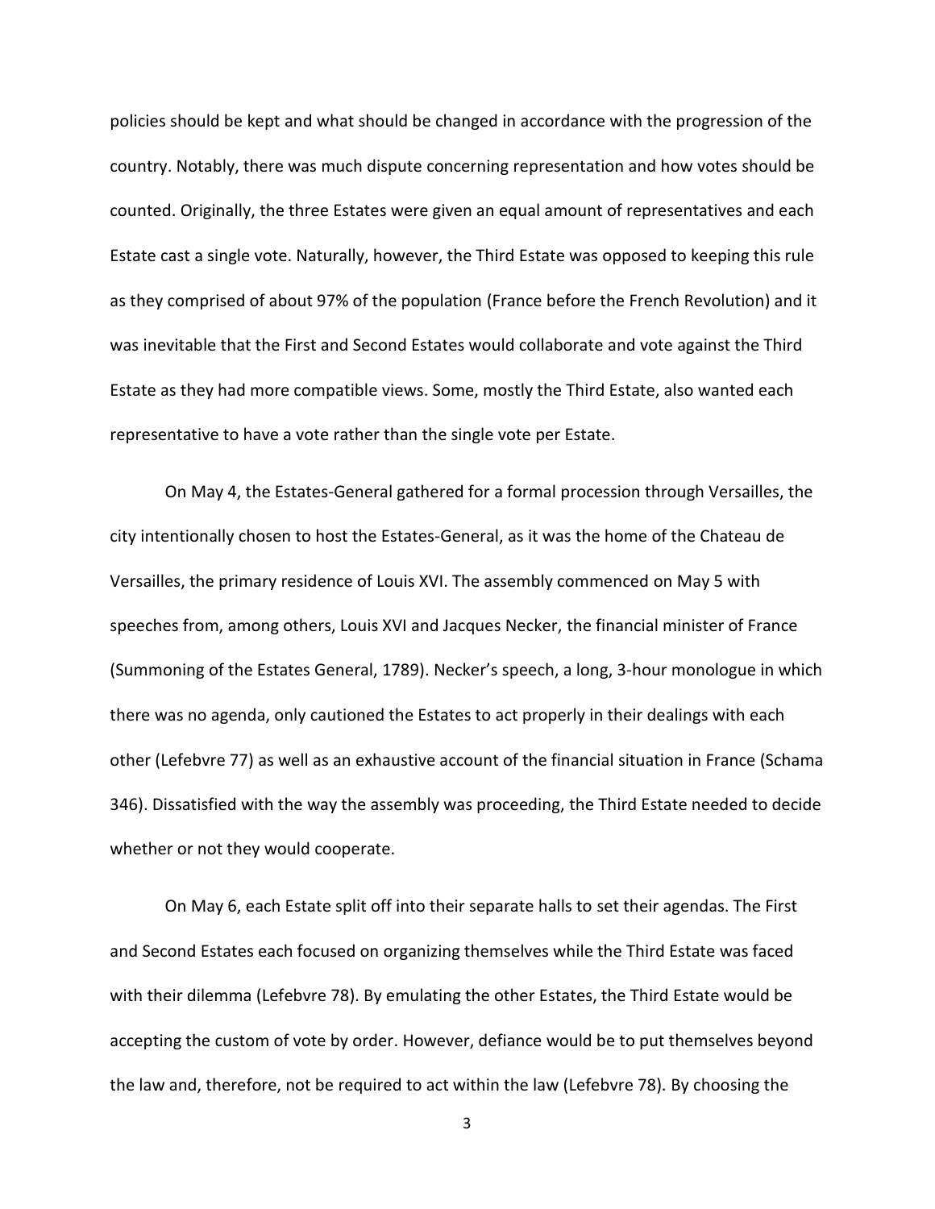policies should be kept and what should be changed in accordance with the progression of the country. Notably, there was much dispute concerning representation and how votes should be counted. Originally, the three Estates were given an equal amount of representatives and each Estate cast a single vote. Naturally, however, the Third Estate was opposed to keeping this rule as they comprised of about 97% of the population (France before the French Revolution) and it was inevitable that the First and Second Estates would collaborate and vote against the Third Estate as they had more compatible views. Some, mostly the Third Estate, also wanted each representative to have a vote rather than the single vote per Estate.

On May 4, the Estates-General gathered for a formal procession through Versailles, the city intentionally chosen to host the Estates-General, as it was the home of the Chateau de Versailles, the primary residence of Louis XVI. The assembly commenced on May 5 with speeches from, among others, Louis XVI and Jacques Necker, the financial minister of France (Summoning of the Estates General, 1789). Necker's speech, a long, 3-hour monologue in which there was no agenda, only cautioned the Estates to act properly in their dealings with each other (Lefebvre 77) as well as an exhaustive account of the financial situation in France (Schama 346). Dissatisfied with the way the assembly was proceeding, the Third Estate needed to decide whether or not they would cooperate.

On May 6, each Estate split off into their separate halls to set their agendas. The First and Second Estates each focused on organizing themselves while the Third Estate was faced with their dilemma (Lefebvre 78). By emulating the other Estates, the Third Estate would be accepting the custom of vote by order. However, defiance would be to put themselves beyond the law and, therefore, not be required to act within the law (Lefebvre 78). By choosing the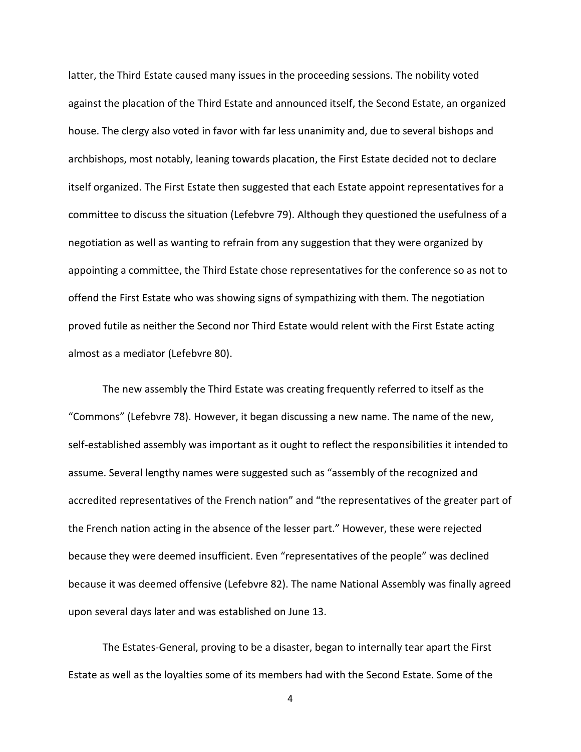latter, the Third Estate caused many issues in the proceeding sessions. The nobility voted against the placation of the Third Estate and announced itself, the Second Estate, an organized house. The clergy also voted in favor with far less unanimity and, due to several bishops and archbishops, most notably, leaning towards placation, the First Estate decided not to declare itself organized. The First Estate then suggested that each Estate appoint representatives for a committee to discuss the situation (Lefebvre 79). Although they questioned the usefulness of a negotiation as well as wanting to refrain from any suggestion that they were organized by appointing a committee, the Third Estate chose representatives for the conference so as not to offend the First Estate who was showing signs of sympathizing with them. The negotiation proved futile as neither the Second nor Third Estate would relent with the First Estate acting almost as a mediator (Lefebvre 80).

The new assembly the Third Estate was creating frequently referred to itself as the "Commons" (Lefebvre 78). However, it began discussing a new name. The name of the new, self-established assembly was important as it ought to reflect the responsibilities it intended to assume. Several lengthy names were suggested such as "assembly of the recognized and accredited representatives of the French nation" and "the representatives of the greater part of the French nation acting in the absence of the lesser part." However, these were rejected because they were deemed insufficient. Even "representatives of the people" was declined because it was deemed offensive (Lefebvre 82). The name National Assembly was finally agreed upon several days later and was established on June 13.

The Estates-General, proving to be a disaster, began to internally tear apart the First Estate as well as the loyalties some of its members had with the Second Estate. Some of the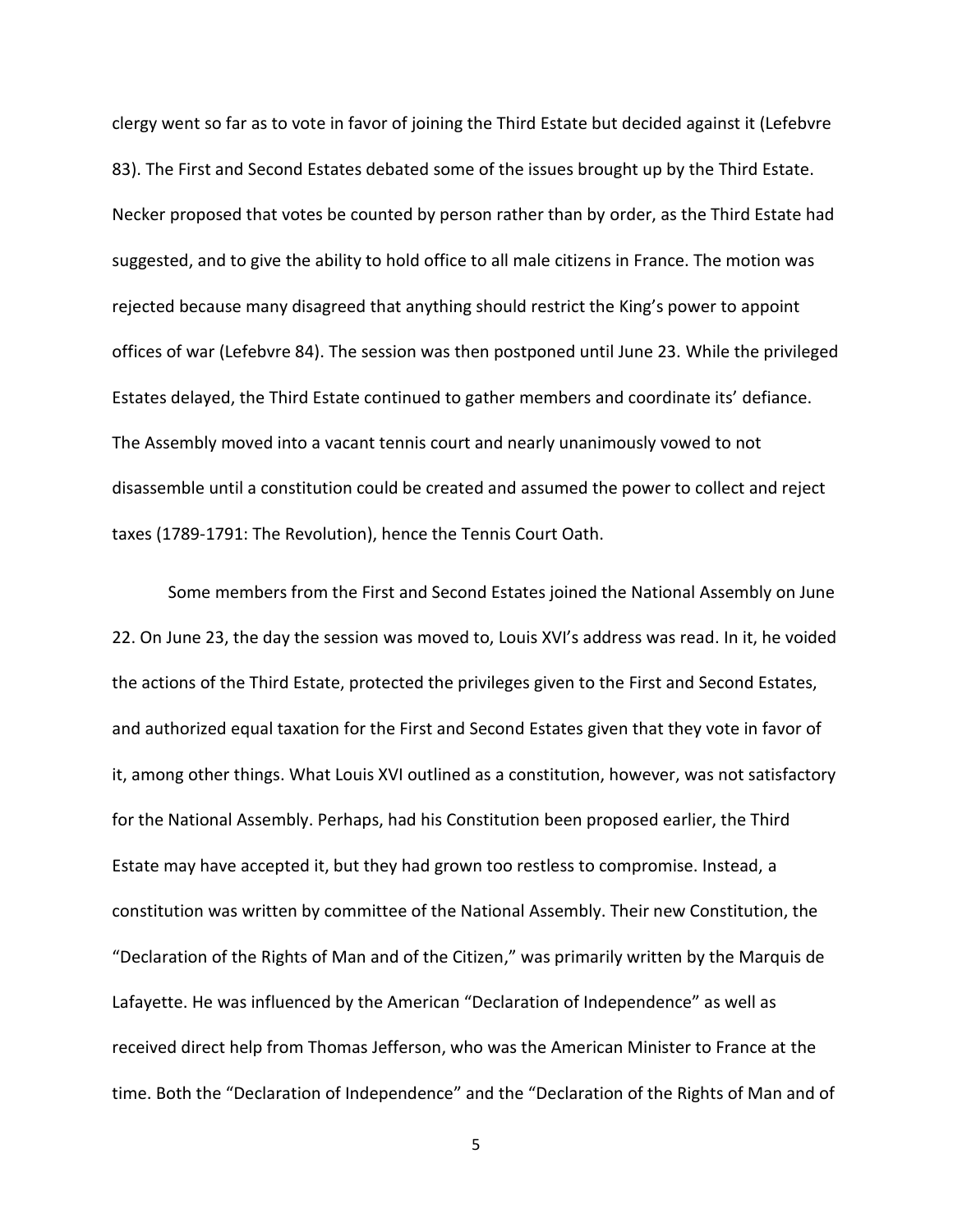clergy went so far as to vote in favor of joining the Third Estate but decided against it (Lefebvre 83). The First and Second Estates debated some of the issues brought up by the Third Estate. Necker proposed that votes be counted by person rather than by order, as the Third Estate had suggested, and to give the ability to hold office to all male citizens in France. The motion was rejected because many disagreed that anything should restrict the King's power to appoint offices of war (Lefebvre 84). The session was then postponed until June 23. While the privileged Estates delayed, the Third Estate continued to gather members and coordinate its' defiance. The Assembly moved into a vacant tennis court and nearly unanimously vowed to not disassemble until a constitution could be created and assumed the power to collect and reject taxes (1789-1791: The Revolution), hence the Tennis Court Oath.

Some members from the First and Second Estates joined the National Assembly on June 22. On June 23, the day the session was moved to, Louis XVI's address was read. In it, he voided the actions of the Third Estate, protected the privileges given to the First and Second Estates, and authorized equal taxation for the First and Second Estates given that they vote in favor of it, among other things. What Louis XVI outlined as a constitution, however, was not satisfactory for the National Assembly. Perhaps, had his Constitution been proposed earlier, the Third Estate may have accepted it, but they had grown too restless to compromise. Instead, a constitution was written by committee of the National Assembly. Their new Constitution, the "Declaration of the Rights of Man and of the Citizen," was primarily written by the Marquis de Lafayette. He was influenced by the American "Declaration of Independence" as well as received direct help from Thomas Jefferson, who was the American Minister to France at the time. Both the "Declaration of Independence" and the "Declaration of the Rights of Man and of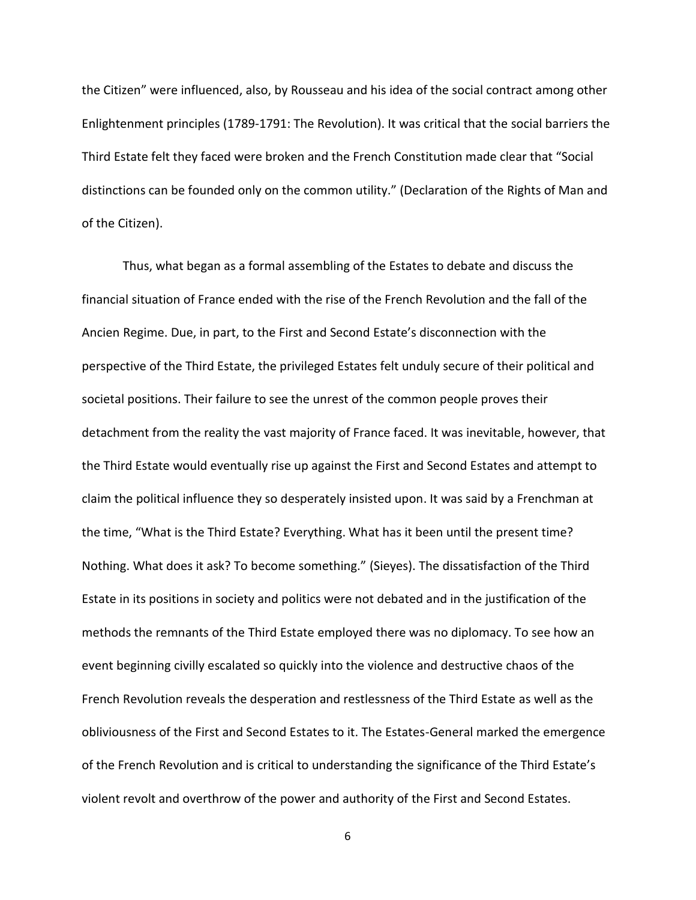the Citizen" were influenced, also, by Rousseau and his idea of the social contract among other Enlightenment principles (1789-1791: The Revolution). It was critical that the social barriers the Third Estate felt they faced were broken and the French Constitution made clear that "Social distinctions can be founded only on the common utility." (Declaration of the Rights of Man and of the Citizen).

Thus, what began as a formal assembling of the Estates to debate and discuss the financial situation of France ended with the rise of the French Revolution and the fall of the Ancien Regime. Due, in part, to the First and Second Estate's disconnection with the perspective of the Third Estate, the privileged Estates felt unduly secure of their political and societal positions. Their failure to see the unrest of the common people proves their detachment from the reality the vast majority of France faced. It was inevitable, however, that the Third Estate would eventually rise up against the First and Second Estates and attempt to claim the political influence they so desperately insisted upon. It was said by a Frenchman at the time, "What is the Third Estate? Everything. What has it been until the present time? Nothing. What does it ask? To become something." (Sieyes). The dissatisfaction of the Third Estate in its positions in society and politics were not debated and in the justification of the methods the remnants of the Third Estate employed there was no diplomacy. To see how an event beginning civilly escalated so quickly into the violence and destructive chaos of the French Revolution reveals the desperation and restlessness of the Third Estate as well as the obliviousness of the First and Second Estates to it. The Estates-General marked the emergence of the French Revolution and is critical to understanding the significance of the Third Estate's violent revolt and overthrow of the power and authority of the First and Second Estates.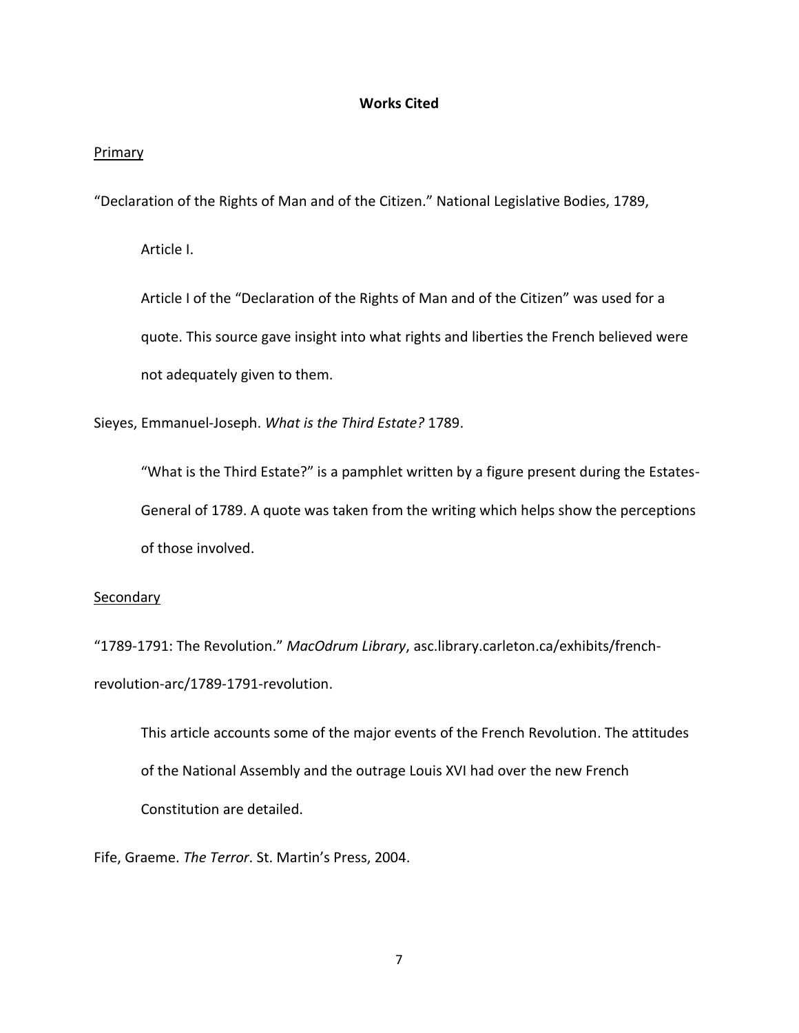**Works Cited**

Primary

"Declaration of the Rights of Man and of the Citizen." National Legislative Bodies, 1789, Article I.

> Article I of the "Declaration of the Rights of Man and of the Citizen" was used for a quote. This source gave insight into what rights and liberties the French believed were not adequately given to them.

Sieyes, Emmanuel-Joseph. *What is the Third Estate?* 1789.

> "What is the Third Estate?" is a pamphlet written by a figure present during the Estates-General of 1789. A quote was taken from the writing which helps show the perceptions of those involved.

Secondary

"1789-1791: The Revolution." *MacOdrum Library*, asc.library.carleton.ca/exhibits/french-revolution-arc/1789-1791-revolution.

> This article accounts some of the major events of the French Revolution. The attitudes of the National Assembly and the outrage Louis XVI had over the new French Constitution are detailed.

Fife, Graeme. *The Terror*. St. Martin's Press, 2004.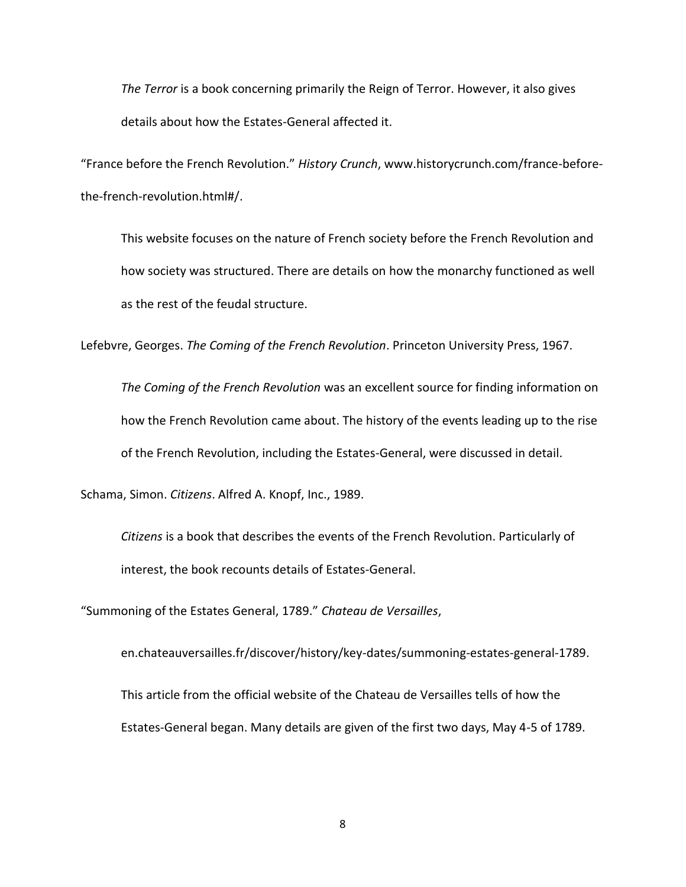*The Terror* is a book concerning primarily the Reign of Terror. However, it also gives details about how the Estates-General affected it.

"France before the French Revolution." *History Crunch*, www.historycrunch.com/france-before-the-french-revolution.html#/.

This website focuses on the nature of French society before the French Revolution and how society was structured. There are details on how the monarchy functioned as well as the rest of the feudal structure.

Lefebvre, Georges. *The Coming of the French Revolution*. Princeton University Press, 1967.

*The Coming of the French Revolution* was an excellent source for finding information on how the French Revolution came about. The history of the events leading up to the rise of the French Revolution, including the Estates-General, were discussed in detail.

Schama, Simon. *Citizens*. Alfred A. Knopf, Inc., 1989.

*Citizens* is a book that describes the events of the French Revolution. Particularly of interest, the book recounts details of Estates-General.

"Summoning of the Estates General, 1789." *Chateau de Versailles*,

en.chateauversailles.fr/discover/history/key-dates/summoning-estates-general-1789.

This article from the official website of the Chateau de Versailles tells of how the Estates-General began. Many details are given of the first two days, May 4-5 of 1789.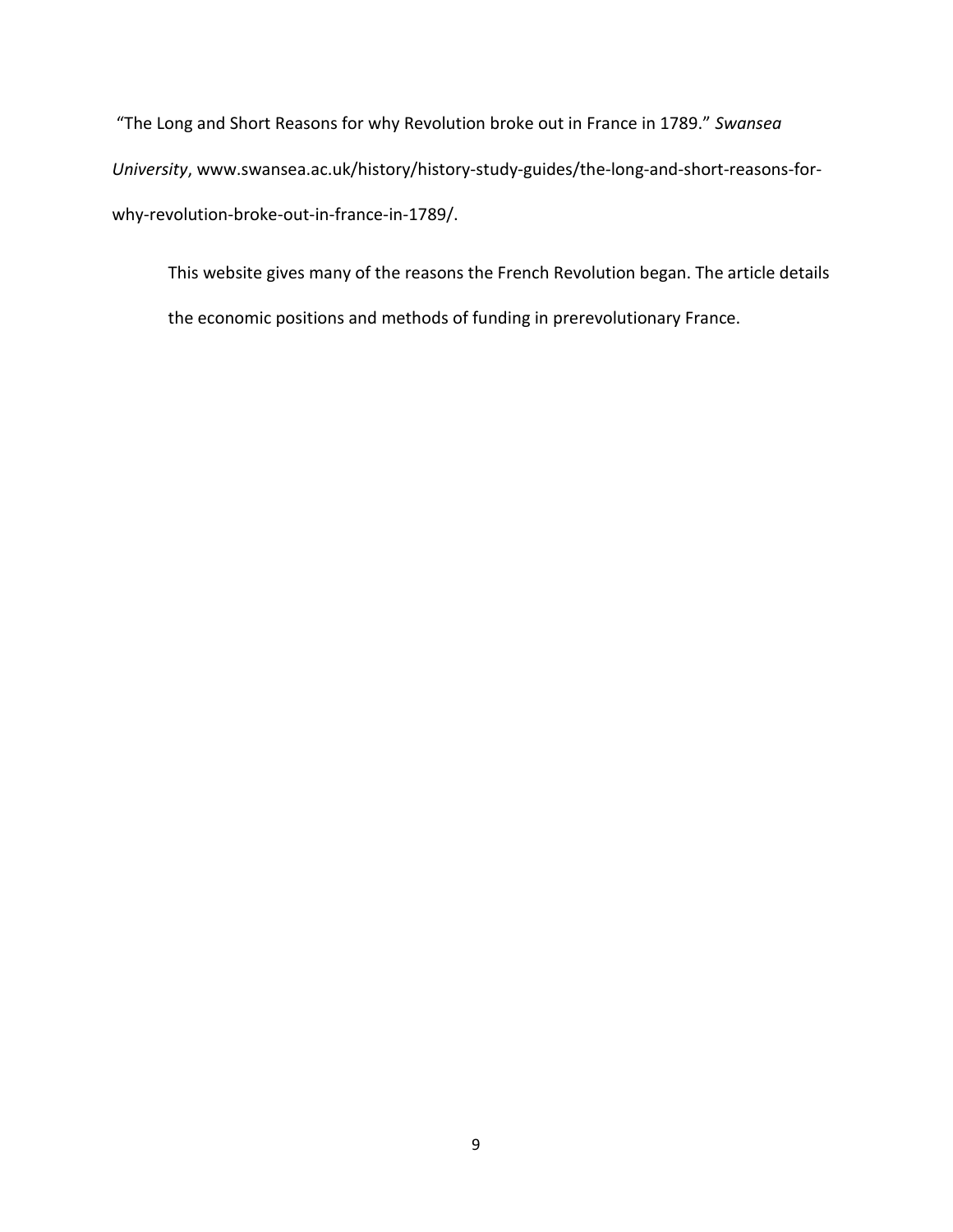"The Long and Short Reasons for why Revolution broke out in France in 1789." *Swansea University*, www.swansea.ac.uk/history/history-study-guides/the-long-and-short-reasons-for-why-revolution-broke-out-in-france-in-1789/.

This website gives many of the reasons the French Revolution began. The article details the economic positions and methods of funding in prerevolutionary France.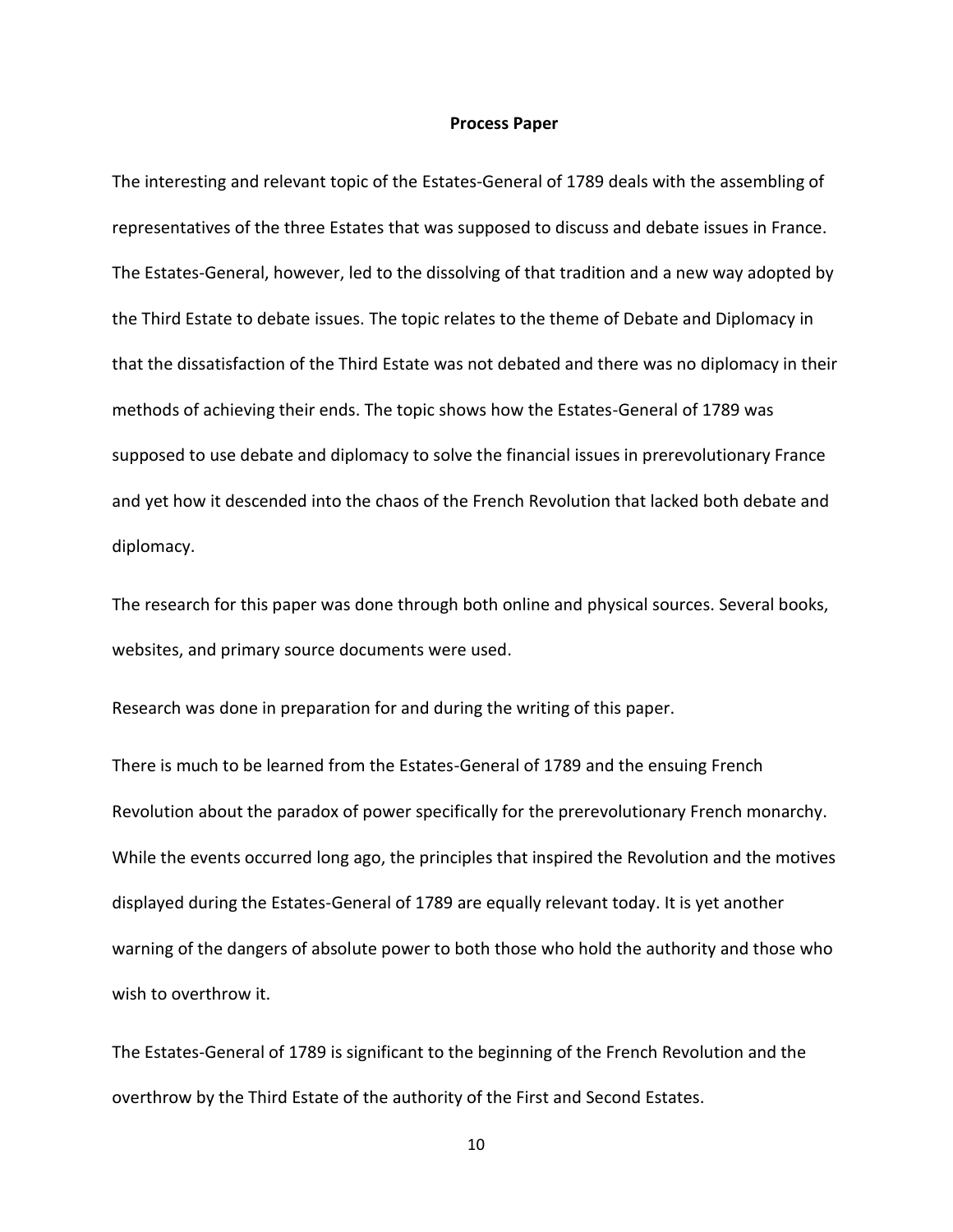**Process Paper**

The interesting and relevant topic of the Estates-General of 1789 deals with the assembling of representatives of the three Estates that was supposed to discuss and debate issues in France. The Estates-General, however, led to the dissolving of that tradition and a new way adopted by the Third Estate to debate issues. The topic relates to the theme of Debate and Diplomacy in that the dissatisfaction of the Third Estate was not debated and there was no diplomacy in their methods of achieving their ends. The topic shows how the Estates-General of 1789 was supposed to use debate and diplomacy to solve the financial issues in prerevolutionary France and yet how it descended into the chaos of the French Revolution that lacked both debate and diplomacy.

The research for this paper was done through both online and physical sources. Several books, websites, and primary source documents were used.

Research was done in preparation for and during the writing of this paper.

There is much to be learned from the Estates-General of 1789 and the ensuing French Revolution about the paradox of power specifically for the prerevolutionary French monarchy. While the events occurred long ago, the principles that inspired the Revolution and the motives displayed during the Estates-General of 1789 are equally relevant today. It is yet another warning of the dangers of absolute power to both those who hold the authority and those who wish to overthrow it.

The Estates-General of 1789 is significant to the beginning of the French Revolution and the overthrow by the Third Estate of the authority of the First and Second Estates.